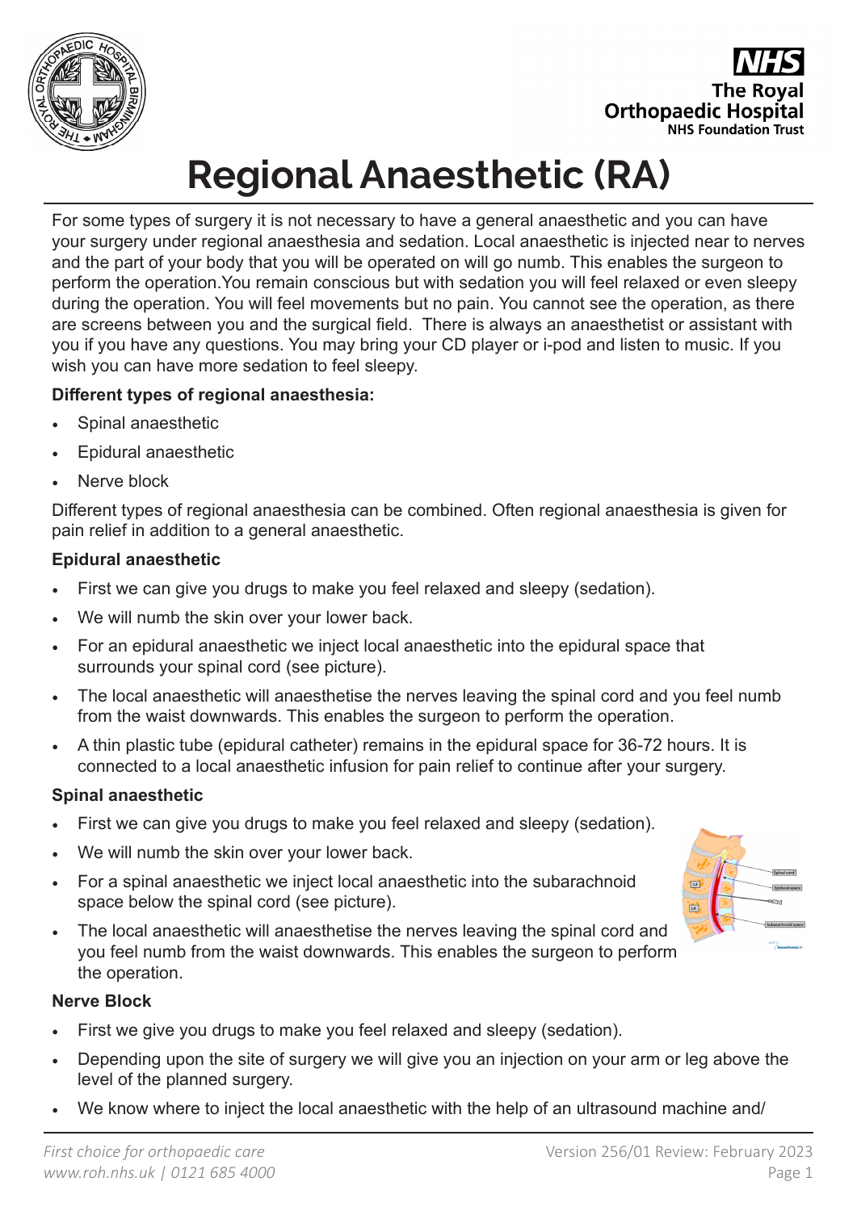# Regional Anaesthetic (RA)

For some types of surgery it is not necessary to have a general anaesthetic and you can have your surgery under regional anaesthesia and sedation. Local anaesthetic is injected near to nerves and the part of your body that you will be operated on will go numb. This enables the surgeon to perform the operation.You remain conscious but with sedation you will feel relaxed or even sleepy during the operation. You will feel movements but no pain. You cannot see the operation, as there are screens between you and the surgical field. There is always an anaesthetist or assistant with you if you have any questions. You may bring your CD player or i-pod and listen to music. If you wish you can have more sedation to feel sleepy.

**Different types of regional anaesthesia:**

- Spinal anaesthetic
- Epidural anaesthetic
- Nerve block

Different types of regional anaesthesia can be combined. Often regional anaesthesia is given for pain relief in addition to a general anaesthetic.

**Epidural anaesthetic**

- First we can give you drugs to make you feel relaxed and sleepy (sedation).
- We will numb the skin over your lower back.
- For an epidural anaesthetic we inject local anaesthetic into the epidural space that surrounds your spinal cord (see picture).
- The local anaesthetic will anaesthetise the nerves leaving the spinal cord and you feel numb from the waist downwards. This enables the surgeon to perform the operation.
- A thin plastic tube (epidural catheter) remains in the epidural space for 36-72 hours. It is connected to a local anaesthetic infusion for pain relief to continue after your surgery.

**Spinal anaesthetic**

- First we can give you drugs to make you feel relaxed and sleepy (sedation).
- We will numb the skin over your lower back.
- For a spinal anaesthetic we inject local anaesthetic into the subarachnoid space below the spinal cord (see picture).
- The local anaesthetic will anaesthetise the nerves leaving the spinal cord and you feel numb from the waist downwards. This enables the surgeon to perform the operation.

**Nerve Block**

- First we give you drugs to make you feel relaxed and sleepy (sedation).
- Depending upon the site of surgery we will give you an injection on your arm or leg above the level of the planned surgery.
- We know where to inject the local anaesthetic with the help of an ultrasound machine and/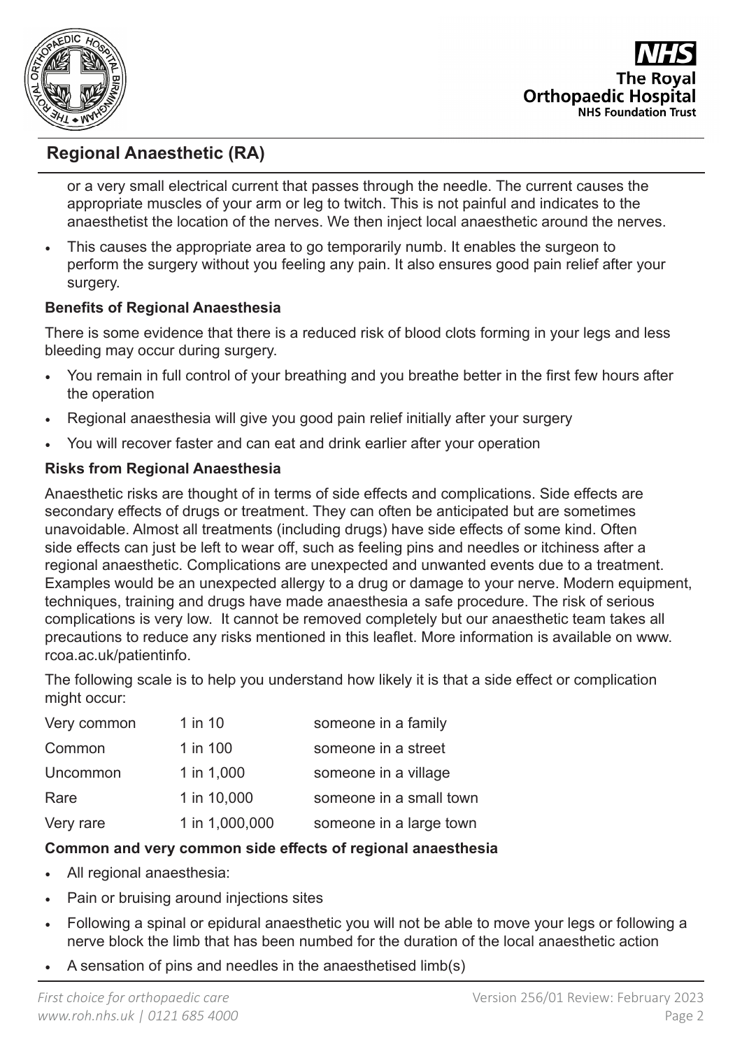or a very small electrical current that passes through the needle. The current causes the appropriate muscles of your arm or leg to twitch. This is not painful and indicates to the anaesthetist the location of the nerves. We then inject local anaesthetic around the nerves.

- This causes the appropriate area to go temporarily numb. It enables the surgeon to perform the surgery without you feeling any pain. It also ensures good pain relief after your surgery.

**Benefits of Regional Anaesthesia**

There is some evidence that there is a reduced risk of blood clots forming in your legs and less bleeding may occur during surgery.

- You remain in full control of your breathing and you breathe better in the first few hours after the operation
- Regional anaesthesia will give you good pain relief initially after your surgery
- You will recover faster and can eat and drink earlier after your operation

**Risks from Regional Anaesthesia**

Anaesthetic risks are thought of in terms of side effects and complications. Side effects are secondary effects of drugs or treatment. They can often be anticipated but are sometimes unavoidable. Almost all treatments (including drugs) have side effects of some kind. Often side effects can just be left to wear off, such as feeling pins and needles or itchiness after a regional anaesthetic. Complications are unexpected and unwanted events due to a treatment. Examples would be an unexpected allergy to a drug or damage to your nerve. Modern equipment, techniques, training and drugs have made anaesthesia a safe procedure. The risk of serious complications is very low. It cannot be removed completely but our anaesthetic team takes all precautions to reduce any risks mentioned in this leaflet. More information is available on www.rcoa.ac.uk/patientinfo.

The following scale is to help you understand how likely it is that a side effect or complication might occur:

| | | |
|---|---|---|
| Very common | 1 in 10 | someone in a family |
| Common | 1 in 100 | someone in a street |
| Uncommon | 1 in 1,000 | someone in a village |
| Rare | 1 in 10,000 | someone in a small town |
| Very rare | 1 in 1,000,000 | someone in a large town |

**Common and very common side effects of regional anaesthesia**

- All regional anaesthesia:
- Pain or bruising around injections sites
- Following a spinal or epidural anaesthetic you will not be able to move your legs or following a nerve block the limb that has been numbed for the duration of the local anaesthetic action
- A sensation of pins and needles in the anaesthetised limb(s)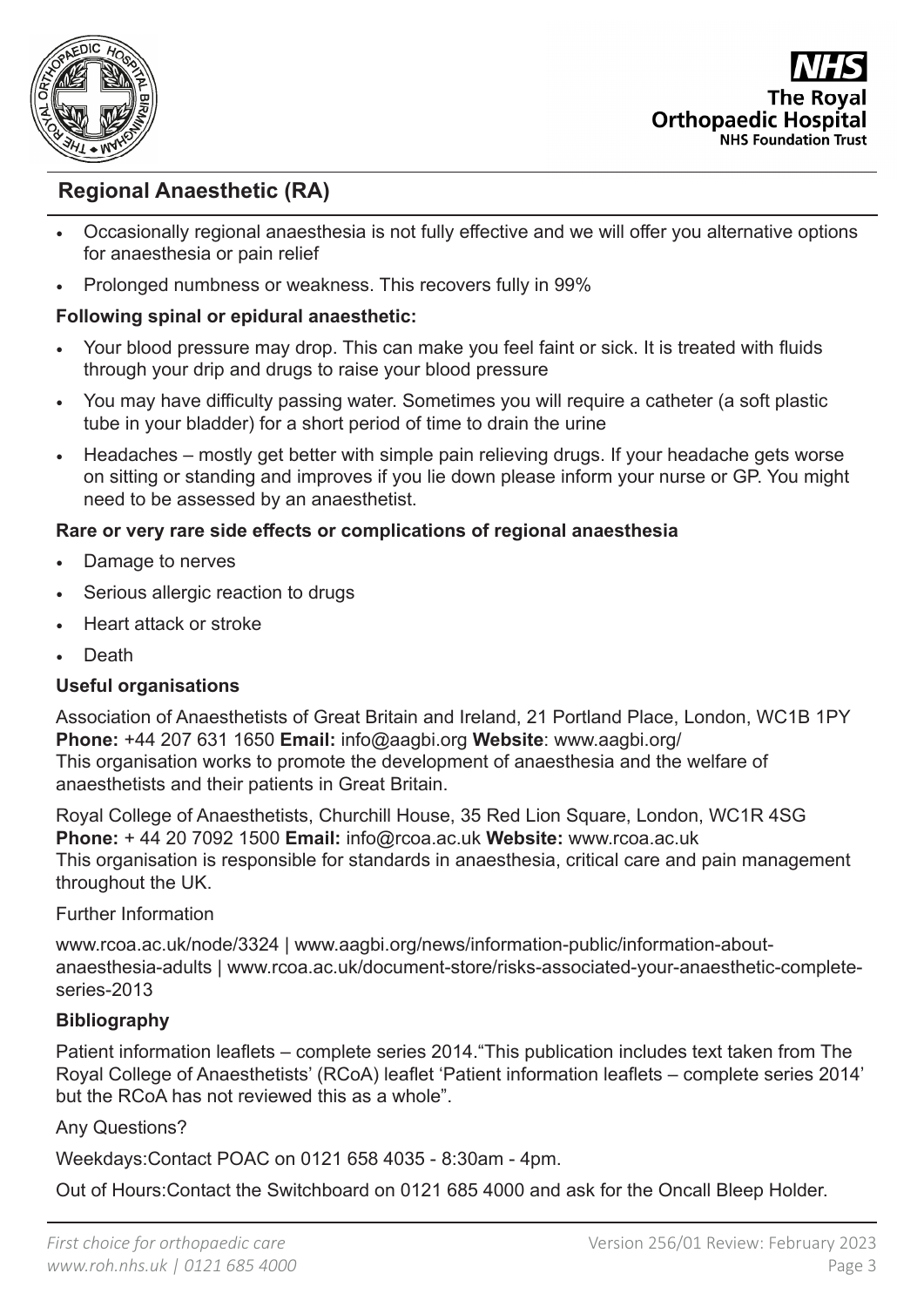## Regional Anaesthetic (RA)

- Occasionally regional anaesthesia is not fully effective and we will offer you alternative options for anaesthesia or pain relief
- Prolonged numbness or weakness. This recovers fully in 99%

**Following spinal or epidural anaesthetic:**

- Your blood pressure may drop. This can make you feel faint or sick. It is treated with fluids through your drip and drugs to raise your blood pressure
- You may have difficulty passing water. Sometimes you will require a catheter (a soft plastic tube in your bladder) for a short period of time to drain the urine
- Headaches – mostly get better with simple pain relieving drugs. If your headache gets worse on sitting or standing and improves if you lie down please inform your nurse or GP. You might need to be assessed by an anaesthetist.

**Rare or very rare side effects or complications of regional anaesthesia**

- Damage to nerves
- Serious allergic reaction to drugs
- Heart attack or stroke
- Death

**Useful organisations**

Association of Anaesthetists of Great Britain and Ireland, 21 Portland Place, London, WC1B 1PY
**Phone:** +44 207 631 1650 **Email:** info@aagbi.org **Website**: www.aagbi.org/
This organisation works to promote the development of anaesthesia and the welfare of anaesthetists and their patients in Great Britain.

Royal College of Anaesthetists, Churchill House, 35 Red Lion Square, London, WC1R 4SG
**Phone:** + 44 20 7092 1500 **Email:** info@rcoa.ac.uk **Website:** www.rcoa.ac.uk
This organisation is responsible for standards in anaesthesia, critical care and pain management throughout the UK.

Further Information

www.rcoa.ac.uk/node/3324 | www.aagbi.org/news/information-public/information-about-anaesthesia-adults | www.rcoa.ac.uk/document-store/risks-associated-your-anaesthetic-complete-series-2013

**Bibliography**

Patient information leaflets – complete series 2014."This publication includes text taken from The Royal College of Anaesthetists' (RCoA) leaflet 'Patient information leaflets – complete series 2014' but the RCoA has not reviewed this as a whole".

Any Questions?

Weekdays:Contact POAC on 0121 658 4035 - 8:30am - 4pm.

Out of Hours:Contact the Switchboard on 0121 685 4000 and ask for the Oncall Bleep Holder.